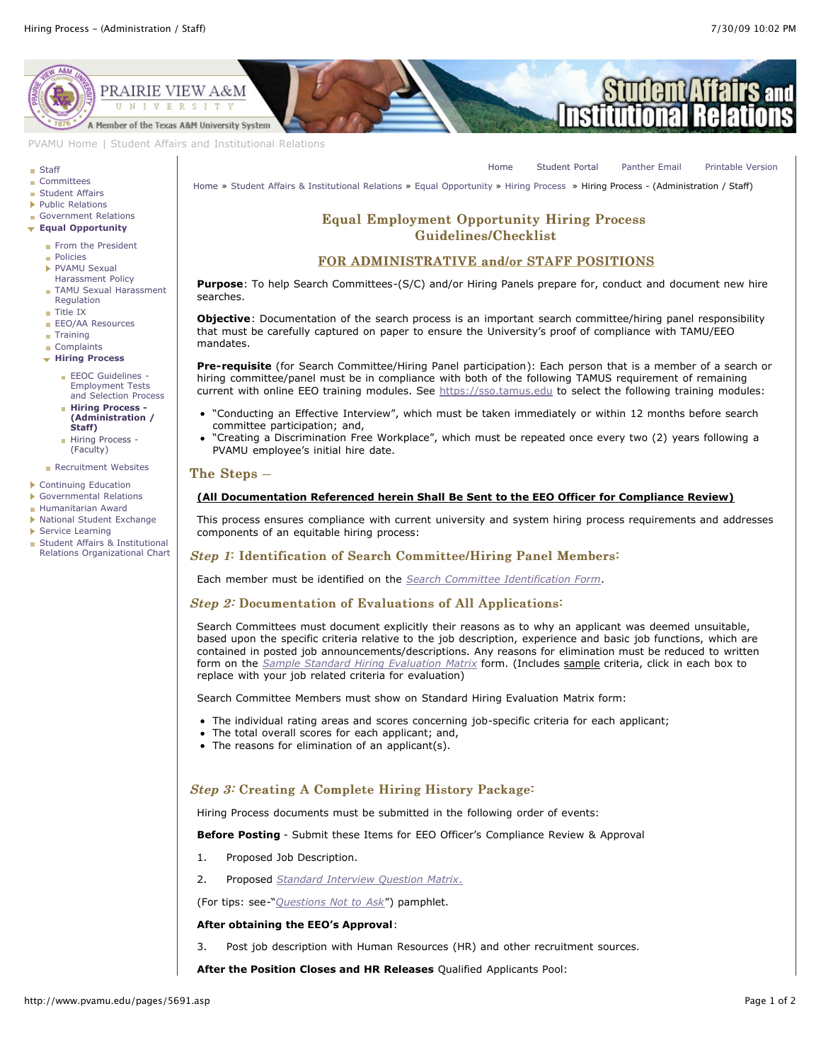# Equal Employment Opportunity Hiring Process Guidelines/Checklist

## FOR ADMINISTRATIVE and/or STAFF POSITIONS

**Purpose**: To help Search Committees-(S/C) and/or Hiring Panels prepare for, conduct and document new hire searches.

**Objective**: Documentation of the search process is an important search committee/hiring panel responsibility that must be carefully captured on paper to ensure the University's proof of compliance with TAMU/EEO mandates.

**Pre-requisite** (for Search Committee/Hiring Panel participation): Each person that is a member of a search or hiring committee/panel must be in compliance with both of the following TAMUS requirement of remaining current with online EEO training modules. See https://sso.tamus.edu to select the following training modules:

- "Conducting an Effective Interview", which must be taken immediately or within 12 months before search committee participation; and,
- "Creating a Discrimination Free Workplace", which must be repeated once every two (2) years following a PVAMU employee's initial hire date.

## The Steps –

**(All Documentation Referenced herein Shall Be Sent to the EEO Officer for Compliance Review)**

This process ensures compliance with current university and system hiring process requirements and addresses components of an equitable hiring process:

### *Step 1*: Identification of Search Committee/Hiring Panel Members:

Each member must be identified on the *Search Committee Identification Form*.

### *Step 2:* Documentation of Evaluations of All Applications:

Search Committees must document explicitly their reasons as to why an applicant was deemed unsuitable, based upon the specific criteria relative to the job description, experience and basic job functions, which are contained in posted job announcements/descriptions. Any reasons for elimination must be reduced to written form on the *Sample Standard Hiring Evaluation Matrix* form. (Includes sample criteria, click in each box to replace with your job related criteria for evaluation)

Search Committee Members must show on Standard Hiring Evaluation Matrix form:

- The individual rating areas and scores concerning job-specific criteria for each applicant;
- The total overall scores for each applicant; and,
- The reasons for elimination of an applicant(s).

### *Step 3:* Creating A Complete Hiring History Package:

Hiring Process documents must be submitted in the following order of events:

**Before Posting** - Submit these Items for EEO Officer's Compliance Review & Approval

1. Proposed Job Description.
2. Proposed *Standard Interview Question Matrix.*

(For tips: see-"*Questions Not to Ask*") pamphlet.

**After obtaining the EEO's Approval**:

3. Post job description with Human Resources (HR) and other recruitment sources.

**After the Position Closes and HR Releases** Qualified Applicants Pool: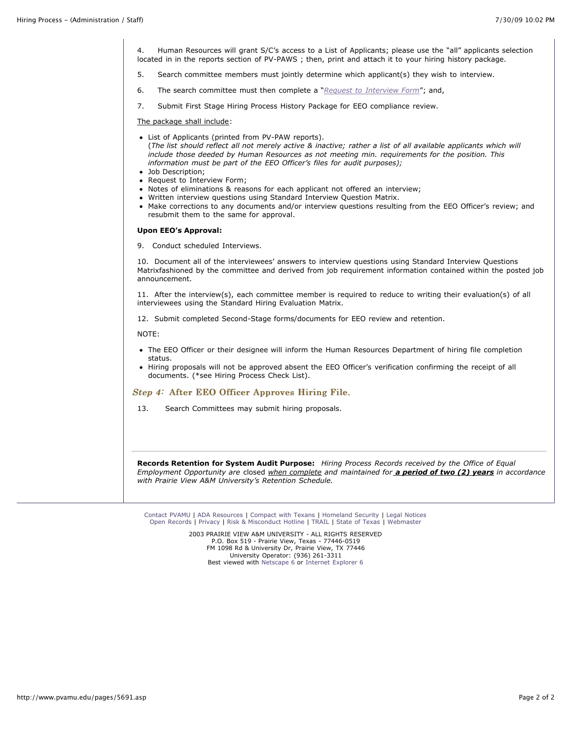4. Human Resources will grant S/C's access to a List of Applicants; please use the "all" applicants selection located in in the reports section of PV-PAWS ; then, print and attach it to your hiring history package.

5. Search committee members must jointly determine which applicant(s) they wish to interview.

6. The search committee must then complete a "*Request to Interview Form*"; and,

7. Submit First Stage Hiring Process History Package for EEO compliance review.

The package shall include:

- List of Applicants (printed from PV-PAW reports).
  (*The list should reflect all not merely active & inactive; rather a list of all available applicants which will include those deeded by Human Resources as not meeting min. requirements for the position. This information must be part of the EEO Officer's files for audit purposes);*
- Job Description;
- Request to Interview Form;
- Notes of eliminations & reasons for each applicant not offered an interview;
- Written interview questions using Standard Interview Question Matrix.
- Make corrections to any documents and/or interview questions resulting from the EEO Officer's review; and resubmit them to the same for approval.

**Upon EEO's Approval:**

9. Conduct scheduled Interviews.

10. Document all of the interviewees' answers to interview questions using Standard Interview Questions Matrixfashioned by the committee and derived from job requirement information contained within the posted job announcement.

11. After the interview(s), each committee member is required to reduce to writing their evaluation(s) of all interviewees using the Standard Hiring Evaluation Matrix.

12. Submit completed Second-Stage forms/documents for EEO review and retention.

NOTE:

- The EEO Officer or their designee will inform the Human Resources Department of hiring file completion status.
- Hiring proposals will not be approved absent the EEO Officer's verification confirming the receipt of all documents. (*see Hiring Process Check List).

### *Step 4:* After EEO Officer Approves Hiring File.

13. Search Committees may submit hiring proposals.

---

**Records Retention for System Audit Purpose:** *Hiring Process Records received by the Office of Equal Employment Opportunity are* closed when complete *and maintained for* ***a period of two (2) years*** *in accordance with Prairie View A&M University's Retention Schedule.*

Contact PVAMU | ADA Resources | Compact with Texans | Homeland Security | Legal Notices
Open Records | Privacy | Risk & Misconduct Hotline | TRAIL | State of Texas | Webmaster

2003 PRAIRIE VIEW A&M UNIVERSITY - ALL RIGHTS RESERVED
P.O. Box 519 - Prairie View, Texas - 77446-0519
FM 1098 Rd & University Dr, Prairie View, TX 77446
University Operator: (936) 261-3311
Best viewed with Netscape 6 or Internet Explorer 6